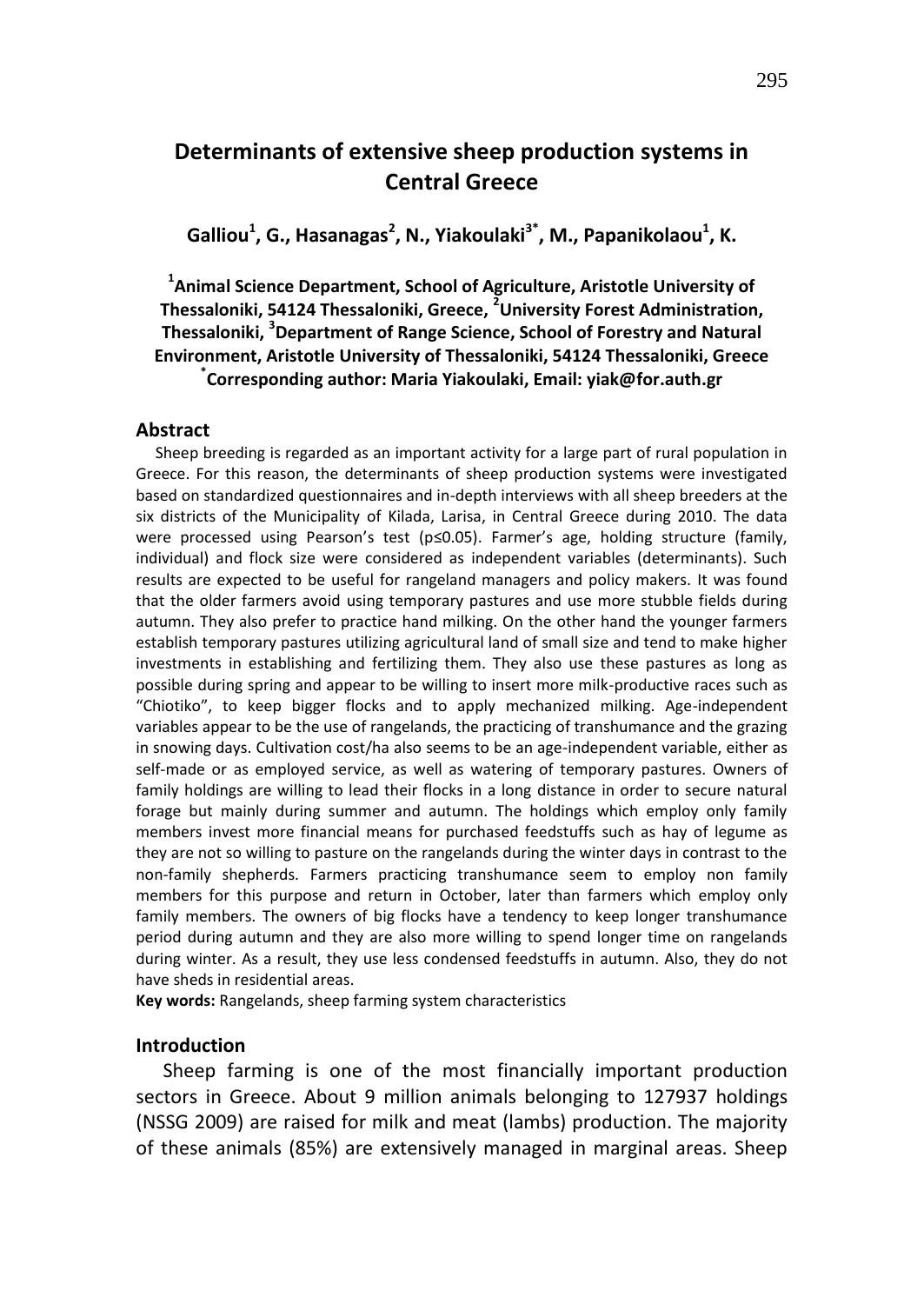# Determinants of extensive sheep production systems in Central Greece

**Galliou[1], G., Hasanagas[2], N., Yiakoulaki[3*], M., Papanikolaou[1], K.**

**[1]Animal Science Department, School of Agriculture, Aristotle University of Thessaloniki, 54124 Thessaloniki, Greece, [2]University Forest Administration, Thessaloniki, [3]Department of Range Science, School of Forestry and Natural Environment, Aristotle University of Thessaloniki, 54124 Thessaloniki, Greece**
**[*]Corresponding author: Maria Yiakoulaki, Email: yiak@for.auth.gr**

## Abstract

Sheep breeding is regarded as an important activity for a large part of rural population in Greece. For this reason, the determinants of sheep production systems were investigated based on standardized questionnaires and in-depth interviews with all sheep breeders at the six districts of the Municipality of Kilada, Larisa, in Central Greece during 2010. The data were processed using Pearson's test ($p \leq 0.05$). Farmer's age, holding structure (family, individual) and flock size were considered as independent variables (determinants). Such results are expected to be useful for rangeland managers and policy makers. It was found that the older farmers avoid using temporary pastures and use more stubble fields during autumn. They also prefer to practice hand milking. On the other hand the younger farmers establish temporary pastures utilizing agricultural land of small size and tend to make higher investments in establishing and fertilizing them. They also use these pastures as long as possible during spring and appear to be willing to insert more milk-productive races such as "Chiotiko", to keep bigger flocks and to apply mechanized milking. Age-independent variables appear to be the use of rangelands, the practicing of transhumance and the grazing in snowing days. Cultivation cost/ha also seems to be an age-independent variable, either as self-made or as employed service, as well as watering of temporary pastures. Owners of family holdings are willing to lead their flocks in a long distance in order to secure natural forage but mainly during summer and autumn. The holdings which employ only family members invest more financial means for purchased feedstuffs such as hay of legume as they are not so willing to pasture on the rangelands during the winter days in contrast to the non-family shepherds. Farmers practicing transhumance seem to employ non family members for this purpose and return in October, later than farmers which employ only family members. The owners of big flocks have a tendency to keep longer transhumance period during autumn and they are also more willing to spend longer time on rangelands during winter. As a result, they use less condensed feedstuffs in autumn. Also, they do not have sheds in residential areas.

**Key words:** Rangelands, sheep farming system characteristics

## Introduction

Sheep farming is one of the most financially important production sectors in Greece. About 9 million animals belonging to 127937 holdings (NSSG 2009) are raised for milk and meat (lambs) production. The majority of these animals (85%) are extensively managed in marginal areas. Sheep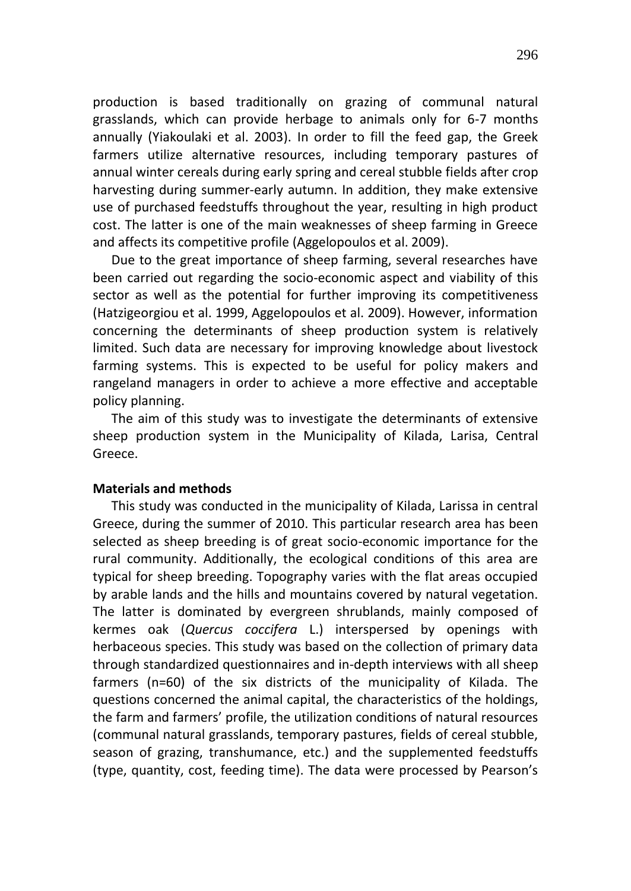production is based traditionally on grazing of communal natural grasslands, which can provide herbage to animals only for 6-7 months annually (Yiakoulaki et al. 2003). In order to fill the feed gap, the Greek farmers utilize alternative resources, including temporary pastures of annual winter cereals during early spring and cereal stubble fields after crop harvesting during summer-early autumn. In addition, they make extensive use of purchased feedstuffs throughout the year, resulting in high product cost. The latter is one of the main weaknesses of sheep farming in Greece and affects its competitive profile (Aggelopoulos et al. 2009).

Due to the great importance of sheep farming, several researches have been carried out regarding the socio-economic aspect and viability of this sector as well as the potential for further improving its competitiveness (Hatzigeorgiou et al. 1999, Aggelopoulos et al. 2009). However, information concerning the determinants of sheep production system is relatively limited. Such data are necessary for improving knowledge about livestock farming systems. This is expected to be useful for policy makers and rangeland managers in order to achieve a more effective and acceptable policy planning.

The aim of this study was to investigate the determinants of extensive sheep production system in the Municipality of Kilada, Larisa, Central Greece.

**Materials and methods**

This study was conducted in the municipality of Kilada, Larissa in central Greece, during the summer of 2010. This particular research area has been selected as sheep breeding is of great socio-economic importance for the rural community. Additionally, the ecological conditions of this area are typical for sheep breeding. Topography varies with the flat areas occupied by arable lands and the hills and mountains covered by natural vegetation. The latter is dominated by evergreen shrublands, mainly composed of kermes oak (*Quercus coccifera* L.) interspersed by openings with herbaceous species. This study was based on the collection of primary data through standardized questionnaires and in-depth interviews with all sheep farmers (n=60) of the six districts of the municipality of Kilada. The questions concerned the animal capital, the characteristics of the holdings, the farm and farmers' profile, the utilization conditions of natural resources (communal natural grasslands, temporary pastures, fields of cereal stubble, season of grazing, transhumance, etc.) and the supplemented feedstuffs (type, quantity, cost, feeding time). The data were processed by Pearson's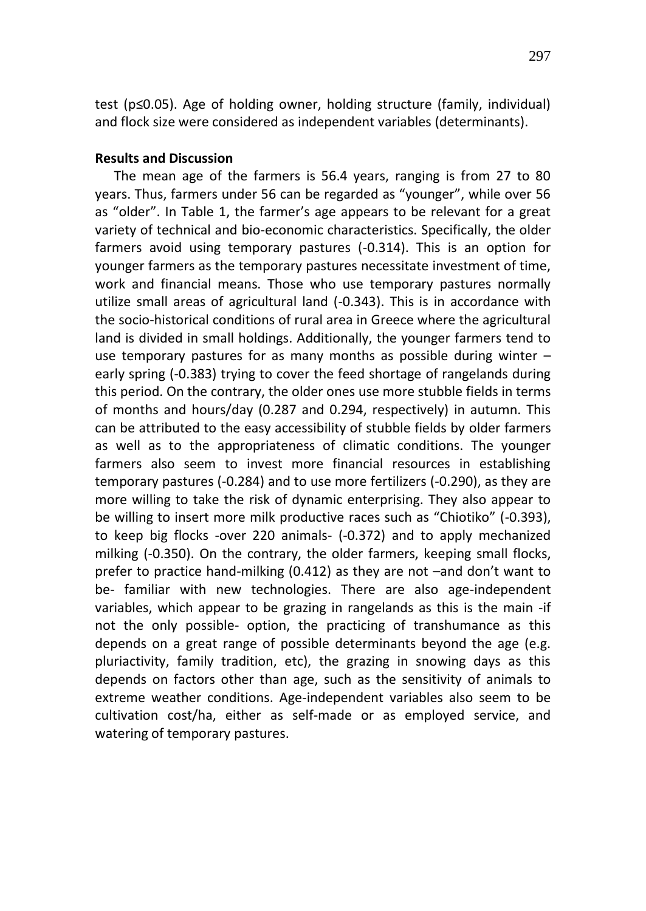test ($p \leq 0.05$). Age of holding owner, holding structure (family, individual) and flock size were considered as independent variables (determinants).

**Results and Discussion**

The mean age of the farmers is 56.4 years, ranging is from 27 to 80 years. Thus, farmers under 56 can be regarded as "younger", while over 56 as "older". In Table 1, the farmer's age appears to be relevant for a great variety of technical and bio-economic characteristics. Specifically, the older farmers avoid using temporary pastures (-0.314). This is an option for younger farmers as the temporary pastures necessitate investment of time, work and financial means. Those who use temporary pastures normally utilize small areas of agricultural land (-0.343). This is in accordance with the socio-historical conditions of rural area in Greece where the agricultural land is divided in small holdings. Additionally, the younger farmers tend to use temporary pastures for as many months as possible during winter – early spring (-0.383) trying to cover the feed shortage of rangelands during this period. On the contrary, the older ones use more stubble fields in terms of months and hours/day (0.287 and 0.294, respectively) in autumn. This can be attributed to the easy accessibility of stubble fields by older farmers as well as to the appropriateness of climatic conditions. The younger farmers also seem to invest more financial resources in establishing temporary pastures (-0.284) and to use more fertilizers (-0.290), as they are more willing to take the risk of dynamic enterprising. They also appear to be willing to insert more milk productive races such as "Chiotiko" (-0.393), to keep big flocks -over 220 animals- (-0.372) and to apply mechanized milking (-0.350). On the contrary, the older farmers, keeping small flocks, prefer to practice hand-milking (0.412) as they are not –and don't want to be- familiar with new technologies. There are also age-independent variables, which appear to be grazing in rangelands as this is the main -if not the only possible- option, the practicing of transhumance as this depends on a great range of possible determinants beyond the age (e.g. pluriactivity, family tradition, etc), the grazing in snowing days as this depends on factors other than age, such as the sensitivity of animals to extreme weather conditions. Age-independent variables also seem to be cultivation cost/ha, either as self-made or as employed service, and watering of temporary pastures.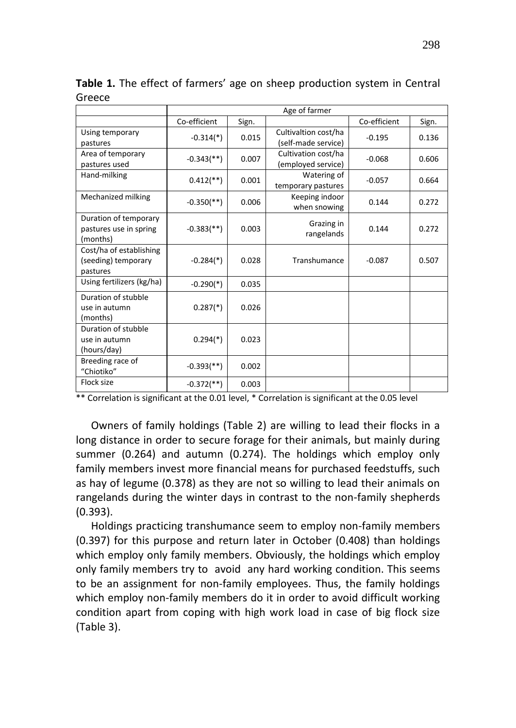**Table 1.** The effect of farmers' age on sheep production system in Central Greece

| | Age of farmer | | | | |
|---|---|---|---|---|---|
| | Co-efficient | Sign. | | Co-efficient | Sign. |
| Using temporary pastures | -0.314(*) | 0.015 | Cultivaltion cost/ha (self-made service) | -0.195 | 0.136 |
| Area of temporary pastures used | -0.343(**) | 0.007 | Cultivation cost/ha (employed service) | -0.068 | 0.606 |
| Hand-milking | 0.412(**) | 0.001 | Watering of temporary pastures | -0.057 | 0.664 |
| Mechanized milking | -0.350(**) | 0.006 | Keeping indoor when snowing | 0.144 | 0.272 |
| Duration of temporary pastures use in spring (months) | -0.383(**) | 0.003 | Grazing in rangelands | 0.144 | 0.272 |
| Cost/ha of establishing (seeding) temporary pastures | -0.284(*) | 0.028 | Transhumance | -0.087 | 0.507 |
| Using fertilizers (kg/ha) | -0.290(*) | 0.035 | | | |
| Duration of stubble use in autumn (months) | 0.287(*) | 0.026 | | | |
| Duration of stubble use in autumn (hours/day) | 0.294(*) | 0.023 | | | |
| Breeding race of "Chiotiko" | -0.393(**) | 0.002 | | | |
| Flock size | -0.372(**) | 0.003 | | | |

** Correlation is significant at the 0.01 level, * Correlation is significant at the 0.05 level

Owners of family holdings (Table 2) are willing to lead their flocks in a long distance in order to secure forage for their animals, but mainly during summer (0.264) and autumn (0.274). The holdings which employ only family members invest more financial means for purchased feedstuffs, such as hay of legume (0.378) as they are not so willing to lead their animals on rangelands during the winter days in contrast to the non-family shepherds (0.393).

Holdings practicing transhumance seem to employ non-family members (0.397) for this purpose and return later in October (0.408) than holdings which employ only family members. Obviously, the holdings which employ only family members try to avoid any hard working condition. This seems to be an assignment for non-family employees. Thus, the family holdings which employ non-family members do it in order to avoid difficult working condition apart from coping with high work load in case of big flock size (Table 3).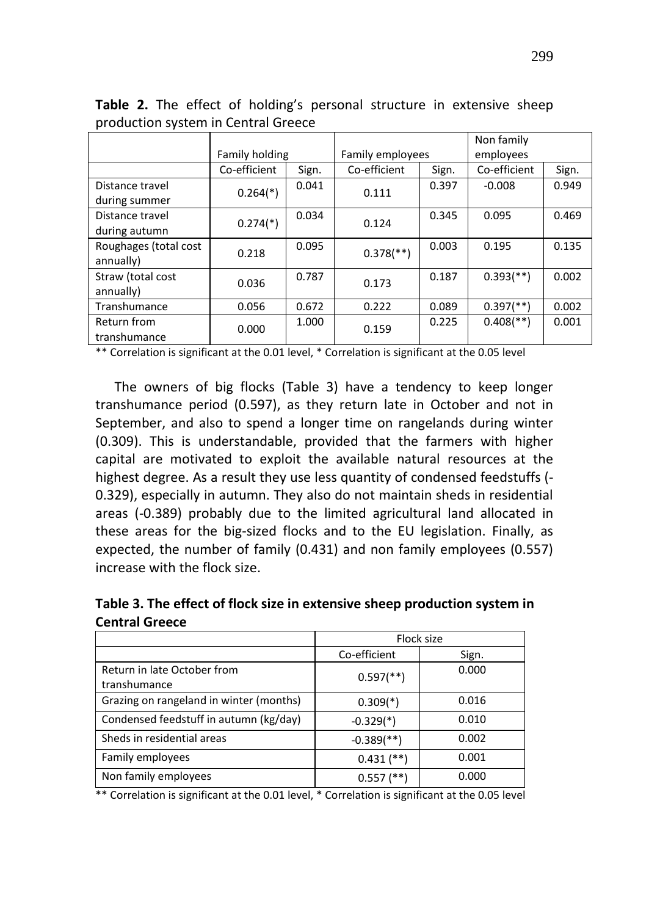**Table 2.** The effect of holding's personal structure in extensive sheep production system in Central Greece

| | Family holding | | Family employees | | Non family employees | |
|---|---|---|---|---|---|---|
| | Co-efficient | Sign. | Co-efficient | Sign. | Co-efficient | Sign. |
| Distance travel during summer | 0.264(*) | 0.041 | 0.111 | 0.397 | -0.008 | 0.949 |
| Distance travel during autumn | 0.274(*) | 0.034 | 0.124 | 0.345 | 0.095 | 0.469 |
| Roughages (total cost annually) | 0.218 | 0.095 | 0.378(**) | 0.003 | 0.195 | 0.135 |
| Straw (total cost annually) | 0.036 | 0.787 | 0.173 | 0.187 | 0.393(**) | 0.002 |
| Transhumance | 0.056 | 0.672 | 0.222 | 0.089 | 0.397(**) | 0.002 |
| Return from transhumance | 0.000 | 1.000 | 0.159 | 0.225 | 0.408(**) | 0.001 |

** Correlation is significant at the 0.01 level, * Correlation is significant at the 0.05 level

The owners of big flocks (Table 3) have a tendency to keep longer transhumance period (0.597), as they return late in October and not in September, and also to spend a longer time on rangelands during winter (0.309). This is understandable, provided that the farmers with higher capital are motivated to exploit the available natural resources at the highest degree. As a result they use less quantity of condensed feedstuffs (-0.329), especially in autumn. They also do not maintain sheds in residential areas (-0.389) probably due to the limited agricultural land allocated in these areas for the big-sized flocks and to the EU legislation. Finally, as expected, the number of family (0.431) and non family employees (0.557) increase with the flock size.

**Table 3. The effect of flock size in extensive sheep production system in Central Greece**

| | Flock size | |
|---|---|---|
| | Co-efficient | Sign. |
| Return in late October from transhumance | 0.597(**) | 0.000 |
| Grazing on rangeland in winter (months) | 0.309(*) | 0.016 |
| Condensed feedstuff in autumn (kg/day) | -0.329(*) | 0.010 |
| Sheds in residential areas | -0.389(**) | 0.002 |
| Family employees | 0.431 (**) | 0.001 |
| Non family employees | 0.557 (**) | 0.000 |

** Correlation is significant at the 0.01 level, * Correlation is significant at the 0.05 level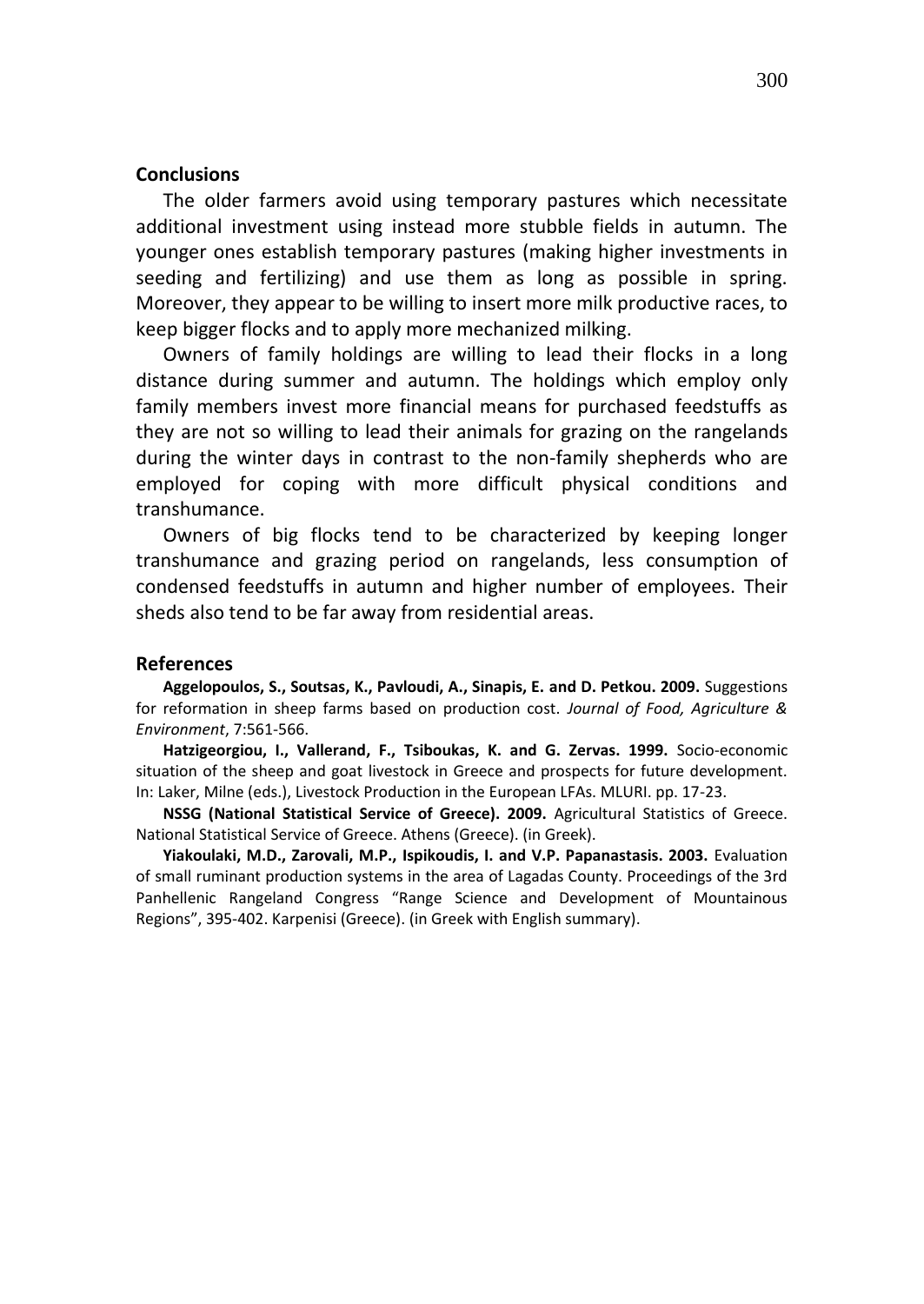## Conclusions

The older farmers avoid using temporary pastures which necessitate additional investment using instead more stubble fields in autumn. The younger ones establish temporary pastures (making higher investments in seeding and fertilizing) and use them as long as possible in spring. Moreover, they appear to be willing to insert more milk productive races, to keep bigger flocks and to apply more mechanized milking.

Owners of family holdings are willing to lead their flocks in a long distance during summer and autumn. The holdings which employ only family members invest more financial means for purchased feedstuffs as they are not so willing to lead their animals for grazing on the rangelands during the winter days in contrast to the non-family shepherds who are employed for coping with more difficult physical conditions and transhumance.

Owners of big flocks tend to be characterized by keeping longer transhumance and grazing period on rangelands, less consumption of condensed feedstuffs in autumn and higher number of employees. Their sheds also tend to be far away from residential areas.

## References

**Aggelopoulos, S., Soutsas, K., Pavloudi, A., Sinapis, E. and D. Petkou. 2009.** Suggestions for reformation in sheep farms based on production cost. *Journal of Food, Agriculture & Environment*, 7:561-566.

**Hatzigeorgiou, I., Vallerand, F., Tsiboukas, K. and G. Zervas. 1999.** Socio-economic situation of the sheep and goat livestock in Greece and prospects for future development. In: Laker, Milne (eds.), Livestock Production in the European LFAs. MLURI. pp. 17-23.

**NSSG (National Statistical Service of Greece). 2009.** Agricultural Statistics of Greece. National Statistical Service of Greece. Athens (Greece). (in Greek).

**Yiakoulaki, M.D., Zarovali, M.P., Ispikoudis, I. and V.P. Papanastasis. 2003.** Evaluation of small ruminant production systems in the area of Lagadas County. Proceedings of the 3rd Panhellenic Rangeland Congress "Range Science and Development of Mountainous Regions", 395-402. Karpenisi (Greece). (in Greek with English summary).